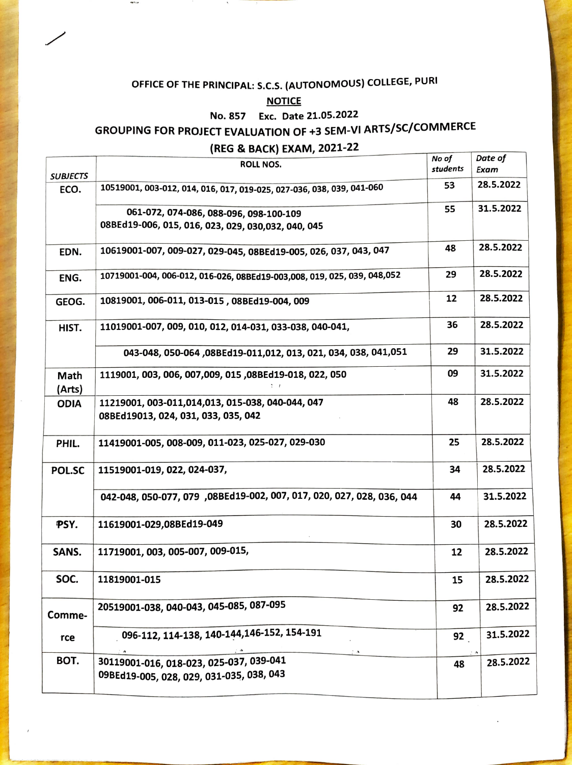OFFICE OF THE PRINCIPAL: S.C.S. (AUTONOMOUS) COLLEGE, PURI

**NOTICE**

No. 857 Exc. Date 21.05.2022

## GROUPING FOR PROJECT EVALUATION OF +3 SEM-VI ARTS/SC/COMMERCE (REG & BACK) EXAM, 2021-22

| *SUBJECTS* | ROLL NOS. | *No of students* | *Date of Exam* |
|---|---|---|---|
| ECO. | 10519001, 003-012, 014, 016, 017, 019-025, 027-036, 038, 039, 041-060 | 53 | 28.5.2022 |
| | 061-072, 074-086, 088-096, 098-100-109<br>08BEd19-006, 015, 016, 023, 029, 030,032, 040, 045 | 55 | 31.5.2022 |
| EDN. | 10619001-007, 009-027, 029-045, 08BEd19-005, 026, 037, 043, 047 | 48 | 28.5.2022 |
| ENG. | 10719001-004, 006-012, 016-026, 08BEd19-003,008, 019, 025, 039, 048,052 | 29 | 28.5.2022 |
| GEOG. | 10819001, 006-011, 013-015 , 08BEd19-004, 009 | 12 | 28.5.2022 |
| HIST. | 11019001-007, 009, 010, 012, 014-031, 033-038, 040-041, | 36 | 28.5.2022 |
| | 043-048, 050-064 ,08BEd19-011,012, 013, 021, 034, 038, 041,051 | 29 | 31.5.2022 |
| Math (Arts) | 1119001, 003, 006, 007,009, 015 ,08BEd19-018, 022, 050 | 09 | 31.5.2022 |
| ODIA | 11219001, 003-011,014,013, 015-038, 040-044, 047<br>08BEd19013, 024, 031, 033, 035, 042 | 48 | 28.5.2022 |
| PHIL. | 11419001-005, 008-009, 011-023, 025-027, 029-030 | 25 | 28.5.2022 |
| POL.SC | 11519001-019, 022, 024-037, | 34 | 28.5.2022 |
| | 042-048, 050-077, 079 ,08BEd19-002, 007, 017, 020, 027, 028, 036, 044 | 44 | 31.5.2022 |
| PSY. | 11619001-029,08BEd19-049 | 30 | 28.5.2022 |
| SANS. | 11719001, 003, 005-007, 009-015, | 12 | 28.5.2022 |
| SOC. | 11819001-015 | 15 | 28.5.2022 |
| Comme-rce | 20519001-038, 040-043, 045-085, 087-095 | 92 | 28.5.2022 |
| | 096-112, 114-138, 140-144,146-152, 154-191 | 92 | 31.5.2022 |
| BOT. | 30119001-016, 018-023, 025-037, 039-041<br>09BEd19-005, 028, 029, 031-035, 038, 043 | 48 | 28.5.2022 |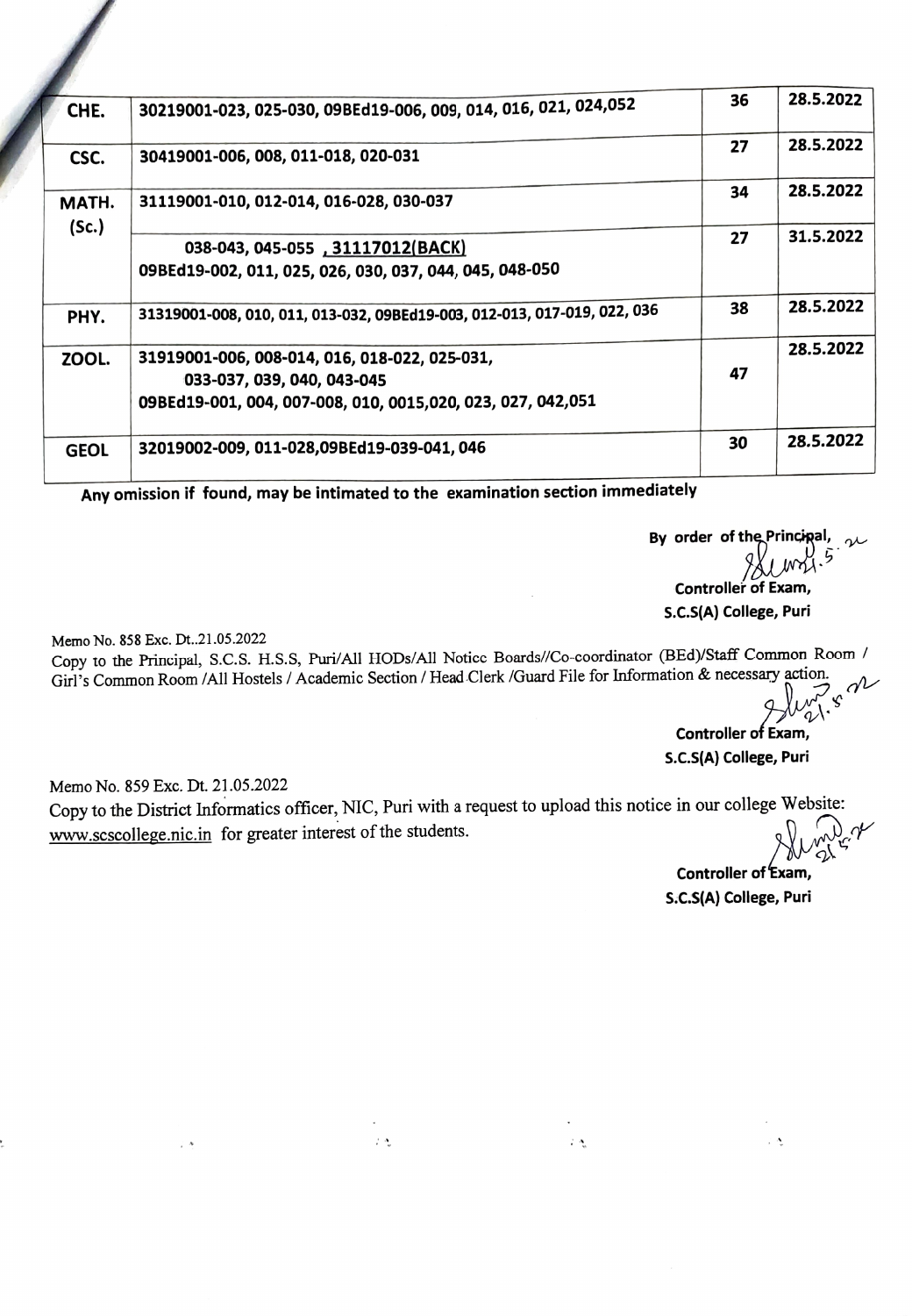| | | | |
|---|---|---|---|
| CHE. | 30219001-023, 025-030, 09BEd19-006, 009, 014, 016, 021, 024,052 | 36 | 28.5.2022 |
| CSC. | 30419001-006, 008, 011-018, 020-031 | 27 | 28.5.2022 |
| MATH. (Sc.) | 31119001-010, 012-014, 016-028, 030-037 | 34 | 28.5.2022 |
| | 038-043, 045-055 , 31117012(BACK) 09BEd19-002, 011, 025, 026, 030, 037, 044, 045, 048-050 | 27 | 31.5.2022 |
| PHY. | 31319001-008, 010, 011, 013-032, 09BEd19-003, 012-013, 017-019, 022, 036 | 38 | 28.5.2022 |
| ZOOL. | 31919001-006, 008-014, 016, 018-022, 025-031, 033-037, 039, 040, 043-045 09BEd19-001, 004, 007-008, 010, 0015,020, 023, 027, 042,051 | 47 | 28.5.2022 |
| GEOL | 32019002-009, 011-028,09BEd19-039-041, 046 | 30 | 28.5.2022 |

**Any omission if found, may be intimated to the examination section immediately**

**By order of the Principal,**

**Controller of Exam,**
**S.C.S(A) College, Puri**

Memo No. 858 Exc. Dt..21.05.2022

Copy to the Principal, S.C.S. H.S.S, Puri/All HODs/All Notice Boards//Co-coordinator (BEd)/Staff Common Room / Girl's Common Room /All Hostels / Academic Section / Head Clerk /Guard File for Information & necessary action.

**Controller of Exam,**
**S.C.S(A) College, Puri**

Memo No. 859 Exc. Dt. 21.05.2022

Copy to the District Informatics officer, NIC, Puri with a request to upload this notice in our college Website: www.scscollege.nic.in for greater interest of the students.

**Controller of Exam,**
**S.C.S(A) College, Puri**